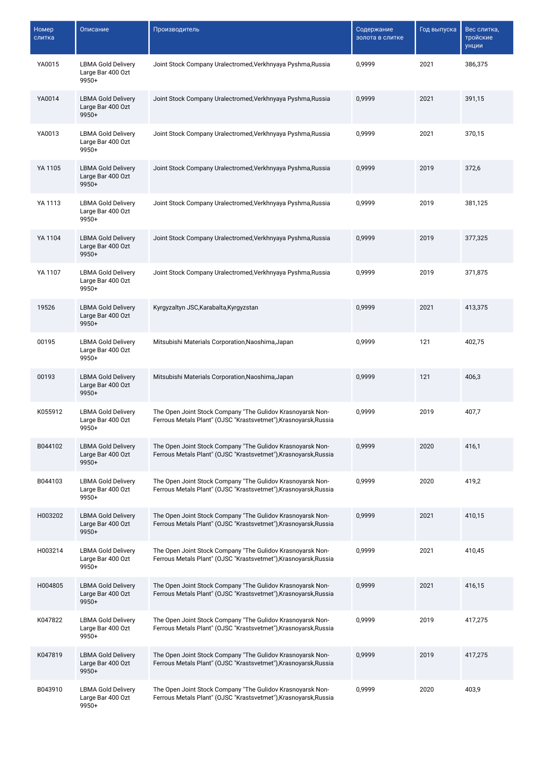| Номер слитка | Описание | Производитель | Содержание золота в слитке | Год выпуска | Вес слитка, тройские унции |
|---|---|---|---|---|---|
| YA0015 | LBMA Gold Delivery Large Bar 400 Ozt 9950+ | Joint Stock Company Uralectromed,Verkhnyaya Pyshma,Russia | 0,9999 | 2021 | 386,375 |
| YA0014 | LBMA Gold Delivery Large Bar 400 Ozt 9950+ | Joint Stock Company Uralectromed,Verkhnyaya Pyshma,Russia | 0,9999 | 2021 | 391,15 |
| YA0013 | LBMA Gold Delivery Large Bar 400 Ozt 9950+ | Joint Stock Company Uralectromed,Verkhnyaya Pyshma,Russia | 0,9999 | 2021 | 370,15 |
| YA 1105 | LBMA Gold Delivery Large Bar 400 Ozt 9950+ | Joint Stock Company Uralectromed,Verkhnyaya Pyshma,Russia | 0,9999 | 2019 | 372,6 |
| YA 1113 | LBMA Gold Delivery Large Bar 400 Ozt 9950+ | Joint Stock Company Uralectromed,Verkhnyaya Pyshma,Russia | 0,9999 | 2019 | 381,125 |
| YA 1104 | LBMA Gold Delivery Large Bar 400 Ozt 9950+ | Joint Stock Company Uralectromed,Verkhnyaya Pyshma,Russia | 0,9999 | 2019 | 377,325 |
| YA 1107 | LBMA Gold Delivery Large Bar 400 Ozt 9950+ | Joint Stock Company Uralectromed,Verkhnyaya Pyshma,Russia | 0,9999 | 2019 | 371,875 |
| 19526 | LBMA Gold Delivery Large Bar 400 Ozt 9950+ | Kyrgyzaltyn JSC,Karabalta,Kyrgyzstan | 0,9999 | 2021 | 413,375 |
| 00195 | LBMA Gold Delivery Large Bar 400 Ozt 9950+ | Mitsubishi Materials Corporation,Naoshima,Japan | 0,9999 | 121 | 402,75 |
| 00193 | LBMA Gold Delivery Large Bar 400 Ozt 9950+ | Mitsubishi Materials Corporation,Naoshima,Japan | 0,9999 | 121 | 406,3 |
| K055912 | LBMA Gold Delivery Large Bar 400 Ozt 9950+ | The Open Joint Stock Company "The Gulidov Krasnoyarsk Non-Ferrous Metals Plant" (OJSC "Krastsvetmet"),Krasnoyarsk,Russia | 0,9999 | 2019 | 407,7 |
| B044102 | LBMA Gold Delivery Large Bar 400 Ozt 9950+ | The Open Joint Stock Company "The Gulidov Krasnoyarsk Non-Ferrous Metals Plant" (OJSC "Krastsvetmet"),Krasnoyarsk,Russia | 0,9999 | 2020 | 416,1 |
| B044103 | LBMA Gold Delivery Large Bar 400 Ozt 9950+ | The Open Joint Stock Company "The Gulidov Krasnoyarsk Non-Ferrous Metals Plant" (OJSC "Krastsvetmet"),Krasnoyarsk,Russia | 0,9999 | 2020 | 419,2 |
| H003202 | LBMA Gold Delivery Large Bar 400 Ozt 9950+ | The Open Joint Stock Company "The Gulidov Krasnoyarsk Non-Ferrous Metals Plant" (OJSC "Krastsvetmet"),Krasnoyarsk,Russia | 0,9999 | 2021 | 410,15 |
| H003214 | LBMA Gold Delivery Large Bar 400 Ozt 9950+ | The Open Joint Stock Company "The Gulidov Krasnoyarsk Non-Ferrous Metals Plant" (OJSC "Krastsvetmet"),Krasnoyarsk,Russia | 0,9999 | 2021 | 410,45 |
| H004805 | LBMA Gold Delivery Large Bar 400 Ozt 9950+ | The Open Joint Stock Company "The Gulidov Krasnoyarsk Non-Ferrous Metals Plant" (OJSC "Krastsvetmet"),Krasnoyarsk,Russia | 0,9999 | 2021 | 416,15 |
| K047822 | LBMA Gold Delivery Large Bar 400 Ozt 9950+ | The Open Joint Stock Company "The Gulidov Krasnoyarsk Non-Ferrous Metals Plant" (OJSC "Krastsvetmet"),Krasnoyarsk,Russia | 0,9999 | 2019 | 417,275 |
| K047819 | LBMA Gold Delivery Large Bar 400 Ozt 9950+ | The Open Joint Stock Company "The Gulidov Krasnoyarsk Non-Ferrous Metals Plant" (OJSC "Krastsvetmet"),Krasnoyarsk,Russia | 0,9999 | 2019 | 417,275 |
| B043910 | LBMA Gold Delivery Large Bar 400 Ozt 9950+ | The Open Joint Stock Company "The Gulidov Krasnoyarsk Non-Ferrous Metals Plant" (OJSC "Krastsvetmet"),Krasnoyarsk,Russia | 0,9999 | 2020 | 403,9 |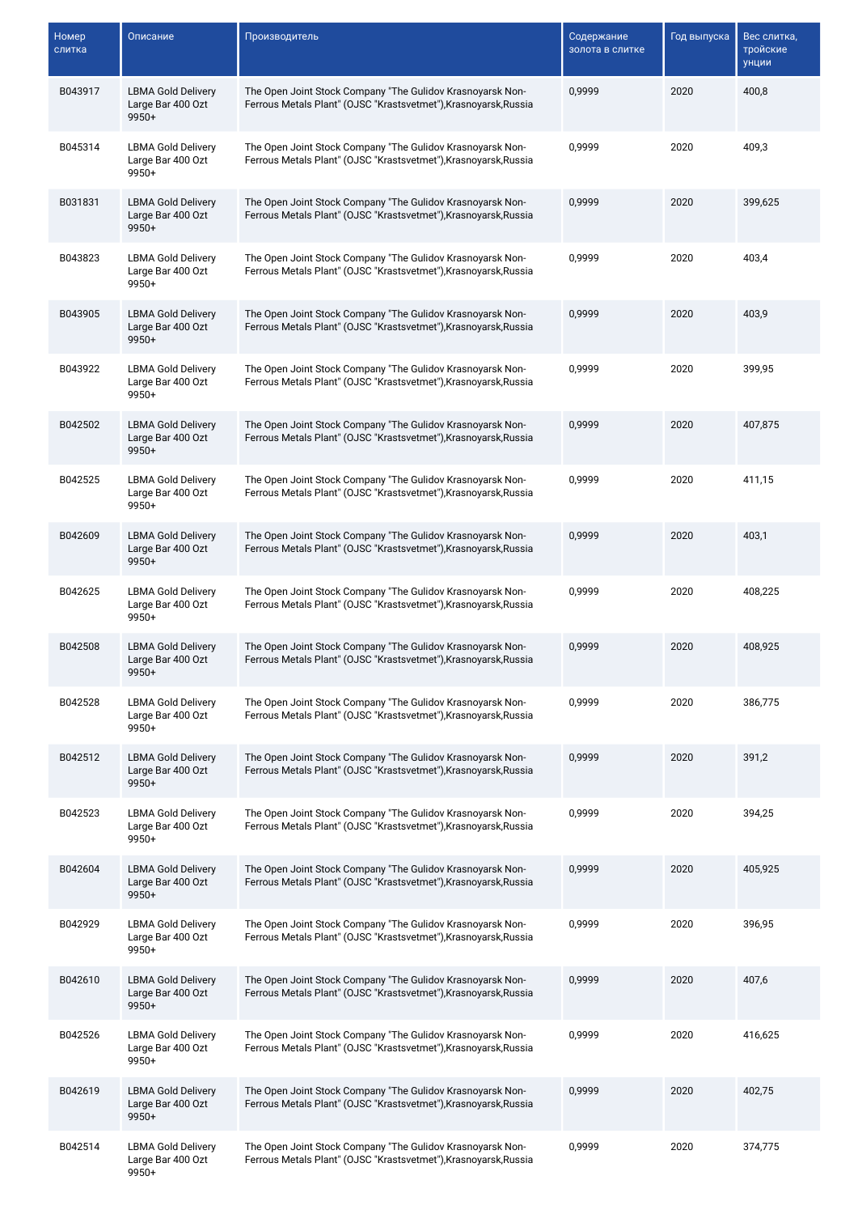| Номер слитка | Описание | Производитель | Содержание золота в слитке | Год выпуска | Вес слитка, тройские унции |
|---|---|---|---|---|---|
| B043917 | LBMA Gold Delivery Large Bar 400 Ozt 9950+ | The Open Joint Stock Company "The Gulidov Krasnoyarsk Non-Ferrous Metals Plant" (OJSC "Krastsvetmet"),Krasnoyarsk,Russia | 0,9999 | 2020 | 400,8 |
| B045314 | LBMA Gold Delivery Large Bar 400 Ozt 9950+ | The Open Joint Stock Company "The Gulidov Krasnoyarsk Non-Ferrous Metals Plant" (OJSC "Krastsvetmet"),Krasnoyarsk,Russia | 0,9999 | 2020 | 409,3 |
| B031831 | LBMA Gold Delivery Large Bar 400 Ozt 9950+ | The Open Joint Stock Company "The Gulidov Krasnoyarsk Non-Ferrous Metals Plant" (OJSC "Krastsvetmet"),Krasnoyarsk,Russia | 0,9999 | 2020 | 399,625 |
| B043823 | LBMA Gold Delivery Large Bar 400 Ozt 9950+ | The Open Joint Stock Company "The Gulidov Krasnoyarsk Non-Ferrous Metals Plant" (OJSC "Krastsvetmet"),Krasnoyarsk,Russia | 0,9999 | 2020 | 403,4 |
| B043905 | LBMA Gold Delivery Large Bar 400 Ozt 9950+ | The Open Joint Stock Company "The Gulidov Krasnoyarsk Non-Ferrous Metals Plant" (OJSC "Krastsvetmet"),Krasnoyarsk,Russia | 0,9999 | 2020 | 403,9 |
| B043922 | LBMA Gold Delivery Large Bar 400 Ozt 9950+ | The Open Joint Stock Company "The Gulidov Krasnoyarsk Non-Ferrous Metals Plant" (OJSC "Krastsvetmet"),Krasnoyarsk,Russia | 0,9999 | 2020 | 399,95 |
| B042502 | LBMA Gold Delivery Large Bar 400 Ozt 9950+ | The Open Joint Stock Company "The Gulidov Krasnoyarsk Non-Ferrous Metals Plant" (OJSC "Krastsvetmet"),Krasnoyarsk,Russia | 0,9999 | 2020 | 407,875 |
| B042525 | LBMA Gold Delivery Large Bar 400 Ozt 9950+ | The Open Joint Stock Company "The Gulidov Krasnoyarsk Non-Ferrous Metals Plant" (OJSC "Krastsvetmet"),Krasnoyarsk,Russia | 0,9999 | 2020 | 411,15 |
| B042609 | LBMA Gold Delivery Large Bar 400 Ozt 9950+ | The Open Joint Stock Company "The Gulidov Krasnoyarsk Non-Ferrous Metals Plant" (OJSC "Krastsvetmet"),Krasnoyarsk,Russia | 0,9999 | 2020 | 403,1 |
| B042625 | LBMA Gold Delivery Large Bar 400 Ozt 9950+ | The Open Joint Stock Company "The Gulidov Krasnoyarsk Non-Ferrous Metals Plant" (OJSC "Krastsvetmet"),Krasnoyarsk,Russia | 0,9999 | 2020 | 408,225 |
| B042508 | LBMA Gold Delivery Large Bar 400 Ozt 9950+ | The Open Joint Stock Company "The Gulidov Krasnoyarsk Non-Ferrous Metals Plant" (OJSC "Krastsvetmet"),Krasnoyarsk,Russia | 0,9999 | 2020 | 408,925 |
| B042528 | LBMA Gold Delivery Large Bar 400 Ozt 9950+ | The Open Joint Stock Company "The Gulidov Krasnoyarsk Non-Ferrous Metals Plant" (OJSC "Krastsvetmet"),Krasnoyarsk,Russia | 0,9999 | 2020 | 386,775 |
| B042512 | LBMA Gold Delivery Large Bar 400 Ozt 9950+ | The Open Joint Stock Company "The Gulidov Krasnoyarsk Non-Ferrous Metals Plant" (OJSC "Krastsvetmet"),Krasnoyarsk,Russia | 0,9999 | 2020 | 391,2 |
| B042523 | LBMA Gold Delivery Large Bar 400 Ozt 9950+ | The Open Joint Stock Company "The Gulidov Krasnoyarsk Non-Ferrous Metals Plant" (OJSC "Krastsvetmet"),Krasnoyarsk,Russia | 0,9999 | 2020 | 394,25 |
| B042604 | LBMA Gold Delivery Large Bar 400 Ozt 9950+ | The Open Joint Stock Company "The Gulidov Krasnoyarsk Non-Ferrous Metals Plant" (OJSC "Krastsvetmet"),Krasnoyarsk,Russia | 0,9999 | 2020 | 405,925 |
| B042929 | LBMA Gold Delivery Large Bar 400 Ozt 9950+ | The Open Joint Stock Company "The Gulidov Krasnoyarsk Non-Ferrous Metals Plant" (OJSC "Krastsvetmet"),Krasnoyarsk,Russia | 0,9999 | 2020 | 396,95 |
| B042610 | LBMA Gold Delivery Large Bar 400 Ozt 9950+ | The Open Joint Stock Company "The Gulidov Krasnoyarsk Non-Ferrous Metals Plant" (OJSC "Krastsvetmet"),Krasnoyarsk,Russia | 0,9999 | 2020 | 407,6 |
| B042526 | LBMA Gold Delivery Large Bar 400 Ozt 9950+ | The Open Joint Stock Company "The Gulidov Krasnoyarsk Non-Ferrous Metals Plant" (OJSC "Krastsvetmet"),Krasnoyarsk,Russia | 0,9999 | 2020 | 416,625 |
| B042619 | LBMA Gold Delivery Large Bar 400 Ozt 9950+ | The Open Joint Stock Company "The Gulidov Krasnoyarsk Non-Ferrous Metals Plant" (OJSC "Krastsvetmet"),Krasnoyarsk,Russia | 0,9999 | 2020 | 402,75 |
| B042514 | LBMA Gold Delivery Large Bar 400 Ozt 9950+ | The Open Joint Stock Company "The Gulidov Krasnoyarsk Non-Ferrous Metals Plant" (OJSC "Krastsvetmet"),Krasnoyarsk,Russia | 0,9999 | 2020 | 374,775 |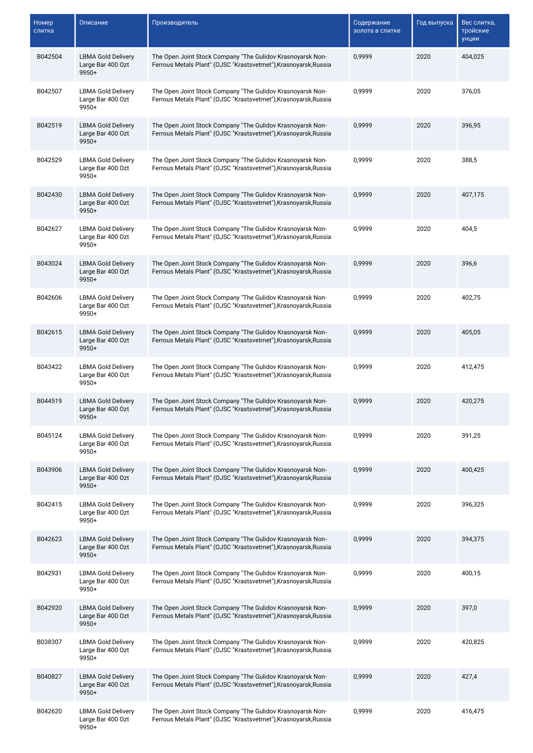| Номер слитка | Описание | Производитель | Содержание золота в слитке | Год выпуска | Вес слитка, тройские унции |
|---|---|---|---|---|---|
| B042504 | LBMA Gold Delivery Large Bar 400 Ozt 9950+ | The Open Joint Stock Company "The Gulidov Krasnoyarsk Non-Ferrous Metals Plant" (OJSC "Krastsvetmet"),Krasnoyarsk,Russia | 0,9999 | 2020 | 404,025 |
| B042507 | LBMA Gold Delivery Large Bar 400 Ozt 9950+ | The Open Joint Stock Company "The Gulidov Krasnoyarsk Non-Ferrous Metals Plant" (OJSC "Krastsvetmet"),Krasnoyarsk,Russia | 0,9999 | 2020 | 376,05 |
| B042519 | LBMA Gold Delivery Large Bar 400 Ozt 9950+ | The Open Joint Stock Company "The Gulidov Krasnoyarsk Non-Ferrous Metals Plant" (OJSC "Krastsvetmet"),Krasnoyarsk,Russia | 0,9999 | 2020 | 396,95 |
| B042529 | LBMA Gold Delivery Large Bar 400 Ozt 9950+ | The Open Joint Stock Company "The Gulidov Krasnoyarsk Non-Ferrous Metals Plant" (OJSC "Krastsvetmet"),Krasnoyarsk,Russia | 0,9999 | 2020 | 388,5 |
| B042430 | LBMA Gold Delivery Large Bar 400 Ozt 9950+ | The Open Joint Stock Company "The Gulidov Krasnoyarsk Non-Ferrous Metals Plant" (OJSC "Krastsvetmet"),Krasnoyarsk,Russia | 0,9999 | 2020 | 407,175 |
| B042627 | LBMA Gold Delivery Large Bar 400 Ozt 9950+ | The Open Joint Stock Company "The Gulidov Krasnoyarsk Non-Ferrous Metals Plant" (OJSC "Krastsvetmet"),Krasnoyarsk,Russia | 0,9999 | 2020 | 404,5 |
| B043024 | LBMA Gold Delivery Large Bar 400 Ozt 9950+ | The Open Joint Stock Company "The Gulidov Krasnoyarsk Non-Ferrous Metals Plant" (OJSC "Krastsvetmet"),Krasnoyarsk,Russia | 0,9999 | 2020 | 396,6 |
| B042606 | LBMA Gold Delivery Large Bar 400 Ozt 9950+ | The Open Joint Stock Company "The Gulidov Krasnoyarsk Non-Ferrous Metals Plant" (OJSC "Krastsvetmet"),Krasnoyarsk,Russia | 0,9999 | 2020 | 402,75 |
| B042615 | LBMA Gold Delivery Large Bar 400 Ozt 9950+ | The Open Joint Stock Company "The Gulidov Krasnoyarsk Non-Ferrous Metals Plant" (OJSC "Krastsvetmet"),Krasnoyarsk,Russia | 0,9999 | 2020 | 405,05 |
| B043422 | LBMA Gold Delivery Large Bar 400 Ozt 9950+ | The Open Joint Stock Company "The Gulidov Krasnoyarsk Non-Ferrous Metals Plant" (OJSC "Krastsvetmet"),Krasnoyarsk,Russia | 0,9999 | 2020 | 412,475 |
| B044519 | LBMA Gold Delivery Large Bar 400 Ozt 9950+ | The Open Joint Stock Company "The Gulidov Krasnoyarsk Non-Ferrous Metals Plant" (OJSC "Krastsvetmet"),Krasnoyarsk,Russia | 0,9999 | 2020 | 420,275 |
| B045124 | LBMA Gold Delivery Large Bar 400 Ozt 9950+ | The Open Joint Stock Company "The Gulidov Krasnoyarsk Non-Ferrous Metals Plant" (OJSC "Krastsvetmet"),Krasnoyarsk,Russia | 0,9999 | 2020 | 391,25 |
| B043906 | LBMA Gold Delivery Large Bar 400 Ozt 9950+ | The Open Joint Stock Company "The Gulidov Krasnoyarsk Non-Ferrous Metals Plant" (OJSC "Krastsvetmet"),Krasnoyarsk,Russia | 0,9999 | 2020 | 400,425 |
| B042415 | LBMA Gold Delivery Large Bar 400 Ozt 9950+ | The Open Joint Stock Company "The Gulidov Krasnoyarsk Non-Ferrous Metals Plant" (OJSC "Krastsvetmet"),Krasnoyarsk,Russia | 0,9999 | 2020 | 396,325 |
| B042623 | LBMA Gold Delivery Large Bar 400 Ozt 9950+ | The Open Joint Stock Company "The Gulidov Krasnoyarsk Non-Ferrous Metals Plant" (OJSC "Krastsvetmet"),Krasnoyarsk,Russia | 0,9999 | 2020 | 394,375 |
| B042931 | LBMA Gold Delivery Large Bar 400 Ozt 9950+ | The Open Joint Stock Company "The Gulidov Krasnoyarsk Non-Ferrous Metals Plant" (OJSC "Krastsvetmet"),Krasnoyarsk,Russia | 0,9999 | 2020 | 400,15 |
| B042920 | LBMA Gold Delivery Large Bar 400 Ozt 9950+ | The Open Joint Stock Company "The Gulidov Krasnoyarsk Non-Ferrous Metals Plant" (OJSC "Krastsvetmet"),Krasnoyarsk,Russia | 0,9999 | 2020 | 397,0 |
| B038307 | LBMA Gold Delivery Large Bar 400 Ozt 9950+ | The Open Joint Stock Company "The Gulidov Krasnoyarsk Non-Ferrous Metals Plant" (OJSC "Krastsvetmet"),Krasnoyarsk,Russia | 0,9999 | 2020 | 420,825 |
| B040827 | LBMA Gold Delivery Large Bar 400 Ozt 9950+ | The Open Joint Stock Company "The Gulidov Krasnoyarsk Non-Ferrous Metals Plant" (OJSC "Krastsvetmet"),Krasnoyarsk,Russia | 0,9999 | 2020 | 427,4 |
| B042620 | LBMA Gold Delivery Large Bar 400 Ozt 9950+ | The Open Joint Stock Company "The Gulidov Krasnoyarsk Non-Ferrous Metals Plant" (OJSC "Krastsvetmet"),Krasnoyarsk,Russia | 0,9999 | 2020 | 416,475 |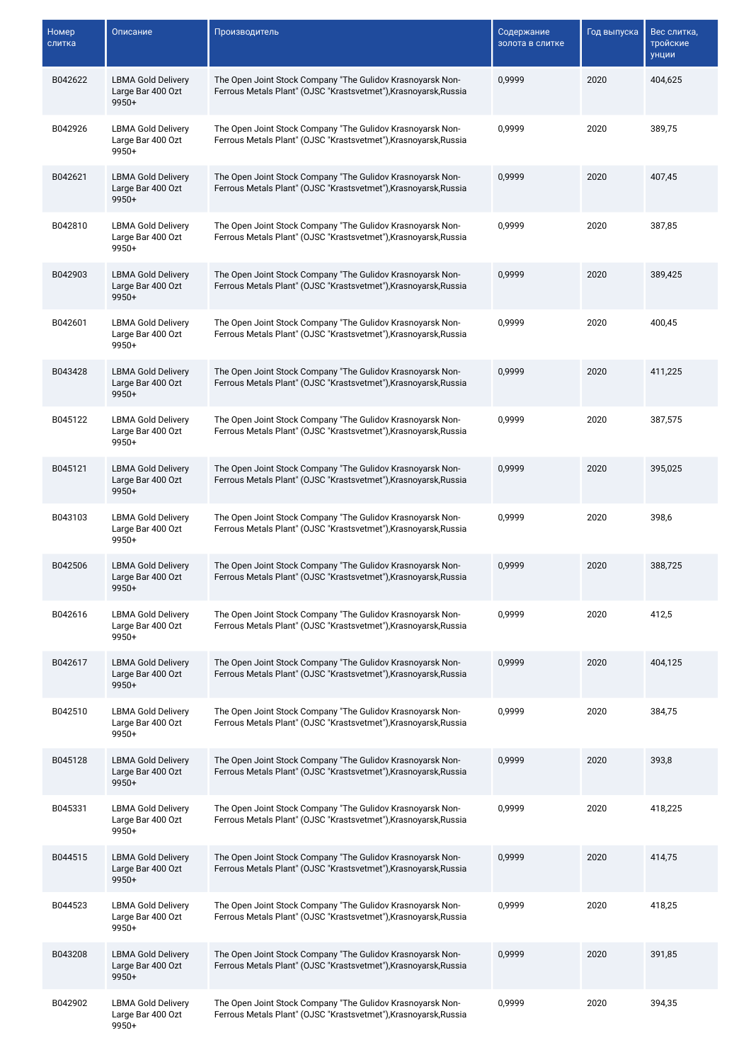| Номер слитка | Описание | Производитель | Содержание золота в слитке | Год выпуска | Вес слитка, тройские унции |
|---|---|---|---|---|---|
| B042622 | LBMA Gold Delivery Large Bar 400 Ozt 9950+ | The Open Joint Stock Company "The Gulidov Krasnoyarsk Non-Ferrous Metals Plant" (OJSC "Krastsvetmet"),Krasnoyarsk,Russia | 0,9999 | 2020 | 404,625 |
| B042926 | LBMA Gold Delivery Large Bar 400 Ozt 9950+ | The Open Joint Stock Company "The Gulidov Krasnoyarsk Non-Ferrous Metals Plant" (OJSC "Krastsvetmet"),Krasnoyarsk,Russia | 0,9999 | 2020 | 389,75 |
| B042621 | LBMA Gold Delivery Large Bar 400 Ozt 9950+ | The Open Joint Stock Company "The Gulidov Krasnoyarsk Non-Ferrous Metals Plant" (OJSC "Krastsvetmet"),Krasnoyarsk,Russia | 0,9999 | 2020 | 407,45 |
| B042810 | LBMA Gold Delivery Large Bar 400 Ozt 9950+ | The Open Joint Stock Company "The Gulidov Krasnoyarsk Non-Ferrous Metals Plant" (OJSC "Krastsvetmet"),Krasnoyarsk,Russia | 0,9999 | 2020 | 387,85 |
| B042903 | LBMA Gold Delivery Large Bar 400 Ozt 9950+ | The Open Joint Stock Company "The Gulidov Krasnoyarsk Non-Ferrous Metals Plant" (OJSC "Krastsvetmet"),Krasnoyarsk,Russia | 0,9999 | 2020 | 389,425 |
| B042601 | LBMA Gold Delivery Large Bar 400 Ozt 9950+ | The Open Joint Stock Company "The Gulidov Krasnoyarsk Non-Ferrous Metals Plant" (OJSC "Krastsvetmet"),Krasnoyarsk,Russia | 0,9999 | 2020 | 400,45 |
| B043428 | LBMA Gold Delivery Large Bar 400 Ozt 9950+ | The Open Joint Stock Company "The Gulidov Krasnoyarsk Non-Ferrous Metals Plant" (OJSC "Krastsvetmet"),Krasnoyarsk,Russia | 0,9999 | 2020 | 411,225 |
| B045122 | LBMA Gold Delivery Large Bar 400 Ozt 9950+ | The Open Joint Stock Company "The Gulidov Krasnoyarsk Non-Ferrous Metals Plant" (OJSC "Krastsvetmet"),Krasnoyarsk,Russia | 0,9999 | 2020 | 387,575 |
| B045121 | LBMA Gold Delivery Large Bar 400 Ozt 9950+ | The Open Joint Stock Company "The Gulidov Krasnoyarsk Non-Ferrous Metals Plant" (OJSC "Krastsvetmet"),Krasnoyarsk,Russia | 0,9999 | 2020 | 395,025 |
| B043103 | LBMA Gold Delivery Large Bar 400 Ozt 9950+ | The Open Joint Stock Company "The Gulidov Krasnoyarsk Non-Ferrous Metals Plant" (OJSC "Krastsvetmet"),Krasnoyarsk,Russia | 0,9999 | 2020 | 398,6 |
| B042506 | LBMA Gold Delivery Large Bar 400 Ozt 9950+ | The Open Joint Stock Company "The Gulidov Krasnoyarsk Non-Ferrous Metals Plant" (OJSC "Krastsvetmet"),Krasnoyarsk,Russia | 0,9999 | 2020 | 388,725 |
| B042616 | LBMA Gold Delivery Large Bar 400 Ozt 9950+ | The Open Joint Stock Company "The Gulidov Krasnoyarsk Non-Ferrous Metals Plant" (OJSC "Krastsvetmet"),Krasnoyarsk,Russia | 0,9999 | 2020 | 412,5 |
| B042617 | LBMA Gold Delivery Large Bar 400 Ozt 9950+ | The Open Joint Stock Company "The Gulidov Krasnoyarsk Non-Ferrous Metals Plant" (OJSC "Krastsvetmet"),Krasnoyarsk,Russia | 0,9999 | 2020 | 404,125 |
| B042510 | LBMA Gold Delivery Large Bar 400 Ozt 9950+ | The Open Joint Stock Company "The Gulidov Krasnoyarsk Non-Ferrous Metals Plant" (OJSC "Krastsvetmet"),Krasnoyarsk,Russia | 0,9999 | 2020 | 384,75 |
| B045128 | LBMA Gold Delivery Large Bar 400 Ozt 9950+ | The Open Joint Stock Company "The Gulidov Krasnoyarsk Non-Ferrous Metals Plant" (OJSC "Krastsvetmet"),Krasnoyarsk,Russia | 0,9999 | 2020 | 393,8 |
| B045331 | LBMA Gold Delivery Large Bar 400 Ozt 9950+ | The Open Joint Stock Company "The Gulidov Krasnoyarsk Non-Ferrous Metals Plant" (OJSC "Krastsvetmet"),Krasnoyarsk,Russia | 0,9999 | 2020 | 418,225 |
| B044515 | LBMA Gold Delivery Large Bar 400 Ozt 9950+ | The Open Joint Stock Company "The Gulidov Krasnoyarsk Non-Ferrous Metals Plant" (OJSC "Krastsvetmet"),Krasnoyarsk,Russia | 0,9999 | 2020 | 414,75 |
| B044523 | LBMA Gold Delivery Large Bar 400 Ozt 9950+ | The Open Joint Stock Company "The Gulidov Krasnoyarsk Non-Ferrous Metals Plant" (OJSC "Krastsvetmet"),Krasnoyarsk,Russia | 0,9999 | 2020 | 418,25 |
| B043208 | LBMA Gold Delivery Large Bar 400 Ozt 9950+ | The Open Joint Stock Company "The Gulidov Krasnoyarsk Non-Ferrous Metals Plant" (OJSC "Krastsvetmet"),Krasnoyarsk,Russia | 0,9999 | 2020 | 391,85 |
| B042902 | LBMA Gold Delivery Large Bar 400 Ozt 9950+ | The Open Joint Stock Company "The Gulidov Krasnoyarsk Non-Ferrous Metals Plant" (OJSC "Krastsvetmet"),Krasnoyarsk,Russia | 0,9999 | 2020 | 394,35 |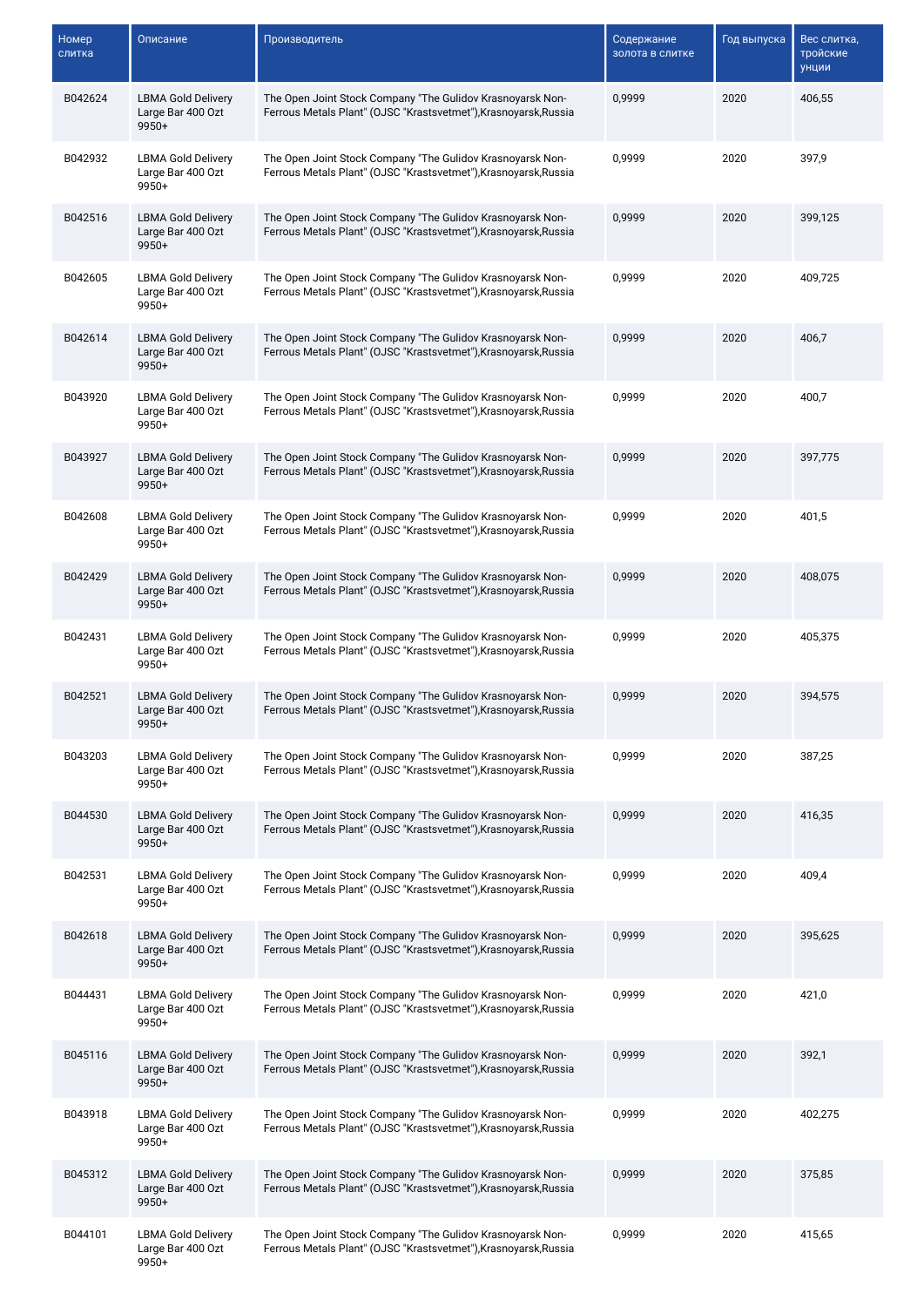| Номер слитка | Описание | Производитель | Содержание золота в слитке | Год выпуска | Вес слитка, тройские унции |
|---|---|---|---|---|---|
| B042624 | LBMA Gold Delivery Large Bar 400 Ozt 9950+ | The Open Joint Stock Company "The Gulidov Krasnoyarsk Non-Ferrous Metals Plant" (OJSC "Krastsvetmet"),Krasnoyarsk,Russia | 0,9999 | 2020 | 406,55 |
| B042932 | LBMA Gold Delivery Large Bar 400 Ozt 9950+ | The Open Joint Stock Company "The Gulidov Krasnoyarsk Non-Ferrous Metals Plant" (OJSC "Krastsvetmet"),Krasnoyarsk,Russia | 0,9999 | 2020 | 397,9 |
| B042516 | LBMA Gold Delivery Large Bar 400 Ozt 9950+ | The Open Joint Stock Company "The Gulidov Krasnoyarsk Non-Ferrous Metals Plant" (OJSC "Krastsvetmet"),Krasnoyarsk,Russia | 0,9999 | 2020 | 399,125 |
| B042605 | LBMA Gold Delivery Large Bar 400 Ozt 9950+ | The Open Joint Stock Company "The Gulidov Krasnoyarsk Non-Ferrous Metals Plant" (OJSC "Krastsvetmet"),Krasnoyarsk,Russia | 0,9999 | 2020 | 409,725 |
| B042614 | LBMA Gold Delivery Large Bar 400 Ozt 9950+ | The Open Joint Stock Company "The Gulidov Krasnoyarsk Non-Ferrous Metals Plant" (OJSC "Krastsvetmet"),Krasnoyarsk,Russia | 0,9999 | 2020 | 406,7 |
| B043920 | LBMA Gold Delivery Large Bar 400 Ozt 9950+ | The Open Joint Stock Company "The Gulidov Krasnoyarsk Non-Ferrous Metals Plant" (OJSC "Krastsvetmet"),Krasnoyarsk,Russia | 0,9999 | 2020 | 400,7 |
| B043927 | LBMA Gold Delivery Large Bar 400 Ozt 9950+ | The Open Joint Stock Company "The Gulidov Krasnoyarsk Non-Ferrous Metals Plant" (OJSC "Krastsvetmet"),Krasnoyarsk,Russia | 0,9999 | 2020 | 397,775 |
| B042608 | LBMA Gold Delivery Large Bar 400 Ozt 9950+ | The Open Joint Stock Company "The Gulidov Krasnoyarsk Non-Ferrous Metals Plant" (OJSC "Krastsvetmet"),Krasnoyarsk,Russia | 0,9999 | 2020 | 401,5 |
| B042429 | LBMA Gold Delivery Large Bar 400 Ozt 9950+ | The Open Joint Stock Company "The Gulidov Krasnoyarsk Non-Ferrous Metals Plant" (OJSC "Krastsvetmet"),Krasnoyarsk,Russia | 0,9999 | 2020 | 408,075 |
| B042431 | LBMA Gold Delivery Large Bar 400 Ozt 9950+ | The Open Joint Stock Company "The Gulidov Krasnoyarsk Non-Ferrous Metals Plant" (OJSC "Krastsvetmet"),Krasnoyarsk,Russia | 0,9999 | 2020 | 405,375 |
| B042521 | LBMA Gold Delivery Large Bar 400 Ozt 9950+ | The Open Joint Stock Company "The Gulidov Krasnoyarsk Non-Ferrous Metals Plant" (OJSC "Krastsvetmet"),Krasnoyarsk,Russia | 0,9999 | 2020 | 394,575 |
| B043203 | LBMA Gold Delivery Large Bar 400 Ozt 9950+ | The Open Joint Stock Company "The Gulidov Krasnoyarsk Non-Ferrous Metals Plant" (OJSC "Krastsvetmet"),Krasnoyarsk,Russia | 0,9999 | 2020 | 387,25 |
| B044530 | LBMA Gold Delivery Large Bar 400 Ozt 9950+ | The Open Joint Stock Company "The Gulidov Krasnoyarsk Non-Ferrous Metals Plant" (OJSC "Krastsvetmet"),Krasnoyarsk,Russia | 0,9999 | 2020 | 416,35 |
| B042531 | LBMA Gold Delivery Large Bar 400 Ozt 9950+ | The Open Joint Stock Company "The Gulidov Krasnoyarsk Non-Ferrous Metals Plant" (OJSC "Krastsvetmet"),Krasnoyarsk,Russia | 0,9999 | 2020 | 409,4 |
| B042618 | LBMA Gold Delivery Large Bar 400 Ozt 9950+ | The Open Joint Stock Company "The Gulidov Krasnoyarsk Non-Ferrous Metals Plant" (OJSC "Krastsvetmet"),Krasnoyarsk,Russia | 0,9999 | 2020 | 395,625 |
| B044431 | LBMA Gold Delivery Large Bar 400 Ozt 9950+ | The Open Joint Stock Company "The Gulidov Krasnoyarsk Non-Ferrous Metals Plant" (OJSC "Krastsvetmet"),Krasnoyarsk,Russia | 0,9999 | 2020 | 421,0 |
| B045116 | LBMA Gold Delivery Large Bar 400 Ozt 9950+ | The Open Joint Stock Company "The Gulidov Krasnoyarsk Non-Ferrous Metals Plant" (OJSC "Krastsvetmet"),Krasnoyarsk,Russia | 0,9999 | 2020 | 392,1 |
| B043918 | LBMA Gold Delivery Large Bar 400 Ozt 9950+ | The Open Joint Stock Company "The Gulidov Krasnoyarsk Non-Ferrous Metals Plant" (OJSC "Krastsvetmet"),Krasnoyarsk,Russia | 0,9999 | 2020 | 402,275 |
| B045312 | LBMA Gold Delivery Large Bar 400 Ozt 9950+ | The Open Joint Stock Company "The Gulidov Krasnoyarsk Non-Ferrous Metals Plant" (OJSC "Krastsvetmet"),Krasnoyarsk,Russia | 0,9999 | 2020 | 375,85 |
| B044101 | LBMA Gold Delivery Large Bar 400 Ozt 9950+ | The Open Joint Stock Company "The Gulidov Krasnoyarsk Non-Ferrous Metals Plant" (OJSC "Krastsvetmet"),Krasnoyarsk,Russia | 0,9999 | 2020 | 415,65 |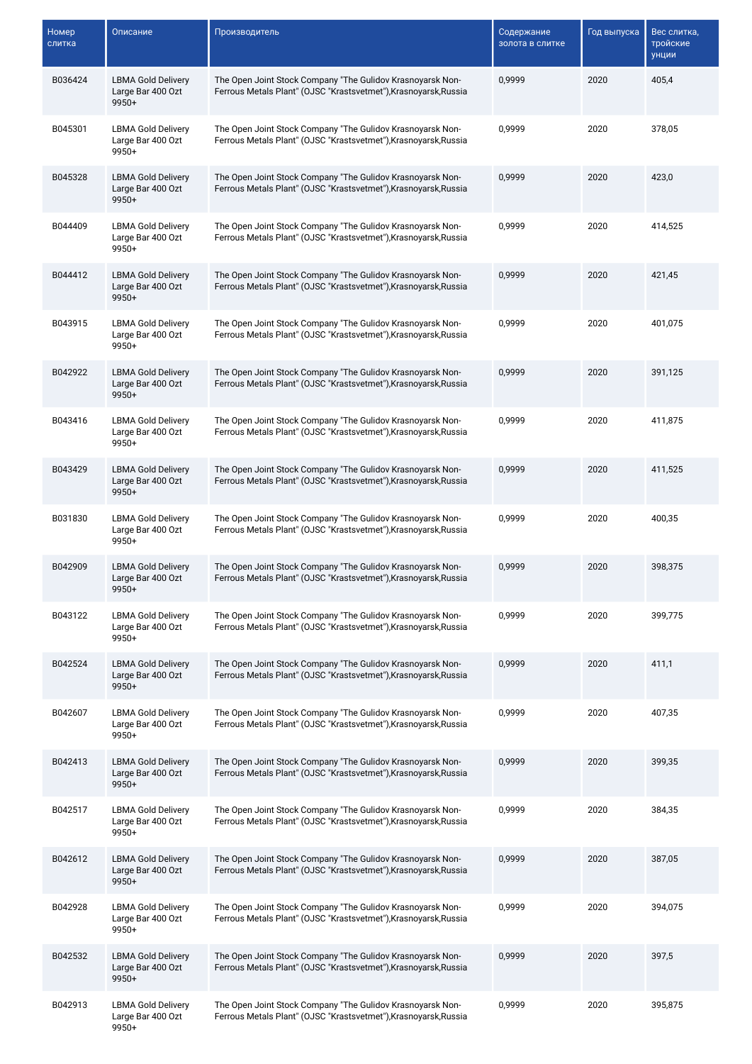| Номер слитка | Описание | Производитель | Содержание золота в слитке | Год выпуска | Вес слитка, тройские унции |
|---|---|---|---|---|---|
| B036424 | LBMA Gold Delivery Large Bar 400 Ozt 9950+ | The Open Joint Stock Company "The Gulidov Krasnoyarsk Non-Ferrous Metals Plant" (OJSC "Krastsvetmet"),Krasnoyarsk,Russia | 0,9999 | 2020 | 405,4 |
| B045301 | LBMA Gold Delivery Large Bar 400 Ozt 9950+ | The Open Joint Stock Company "The Gulidov Krasnoyarsk Non-Ferrous Metals Plant" (OJSC "Krastsvetmet"),Krasnoyarsk,Russia | 0,9999 | 2020 | 378,05 |
| B045328 | LBMA Gold Delivery Large Bar 400 Ozt 9950+ | The Open Joint Stock Company "The Gulidov Krasnoyarsk Non-Ferrous Metals Plant" (OJSC "Krastsvetmet"),Krasnoyarsk,Russia | 0,9999 | 2020 | 423,0 |
| B044409 | LBMA Gold Delivery Large Bar 400 Ozt 9950+ | The Open Joint Stock Company "The Gulidov Krasnoyarsk Non-Ferrous Metals Plant" (OJSC "Krastsvetmet"),Krasnoyarsk,Russia | 0,9999 | 2020 | 414,525 |
| B044412 | LBMA Gold Delivery Large Bar 400 Ozt 9950+ | The Open Joint Stock Company "The Gulidov Krasnoyarsk Non-Ferrous Metals Plant" (OJSC "Krastsvetmet"),Krasnoyarsk,Russia | 0,9999 | 2020 | 421,45 |
| B043915 | LBMA Gold Delivery Large Bar 400 Ozt 9950+ | The Open Joint Stock Company "The Gulidov Krasnoyarsk Non-Ferrous Metals Plant" (OJSC "Krastsvetmet"),Krasnoyarsk,Russia | 0,9999 | 2020 | 401,075 |
| B042922 | LBMA Gold Delivery Large Bar 400 Ozt 9950+ | The Open Joint Stock Company "The Gulidov Krasnoyarsk Non-Ferrous Metals Plant" (OJSC "Krastsvetmet"),Krasnoyarsk,Russia | 0,9999 | 2020 | 391,125 |
| B043416 | LBMA Gold Delivery Large Bar 400 Ozt 9950+ | The Open Joint Stock Company "The Gulidov Krasnoyarsk Non-Ferrous Metals Plant" (OJSC "Krastsvetmet"),Krasnoyarsk,Russia | 0,9999 | 2020 | 411,875 |
| B043429 | LBMA Gold Delivery Large Bar 400 Ozt 9950+ | The Open Joint Stock Company "The Gulidov Krasnoyarsk Non-Ferrous Metals Plant" (OJSC "Krastsvetmet"),Krasnoyarsk,Russia | 0,9999 | 2020 | 411,525 |
| B031830 | LBMA Gold Delivery Large Bar 400 Ozt 9950+ | The Open Joint Stock Company "The Gulidov Krasnoyarsk Non-Ferrous Metals Plant" (OJSC "Krastsvetmet"),Krasnoyarsk,Russia | 0,9999 | 2020 | 400,35 |
| B042909 | LBMA Gold Delivery Large Bar 400 Ozt 9950+ | The Open Joint Stock Company "The Gulidov Krasnoyarsk Non-Ferrous Metals Plant" (OJSC "Krastsvetmet"),Krasnoyarsk,Russia | 0,9999 | 2020 | 398,375 |
| B043122 | LBMA Gold Delivery Large Bar 400 Ozt 9950+ | The Open Joint Stock Company "The Gulidov Krasnoyarsk Non-Ferrous Metals Plant" (OJSC "Krastsvetmet"),Krasnoyarsk,Russia | 0,9999 | 2020 | 399,775 |
| B042524 | LBMA Gold Delivery Large Bar 400 Ozt 9950+ | The Open Joint Stock Company "The Gulidov Krasnoyarsk Non-Ferrous Metals Plant" (OJSC "Krastsvetmet"),Krasnoyarsk,Russia | 0,9999 | 2020 | 411,1 |
| B042607 | LBMA Gold Delivery Large Bar 400 Ozt 9950+ | The Open Joint Stock Company "The Gulidov Krasnoyarsk Non-Ferrous Metals Plant" (OJSC "Krastsvetmet"),Krasnoyarsk,Russia | 0,9999 | 2020 | 407,35 |
| B042413 | LBMA Gold Delivery Large Bar 400 Ozt 9950+ | The Open Joint Stock Company "The Gulidov Krasnoyarsk Non-Ferrous Metals Plant" (OJSC "Krastsvetmet"),Krasnoyarsk,Russia | 0,9999 | 2020 | 399,35 |
| B042517 | LBMA Gold Delivery Large Bar 400 Ozt 9950+ | The Open Joint Stock Company "The Gulidov Krasnoyarsk Non-Ferrous Metals Plant" (OJSC "Krastsvetmet"),Krasnoyarsk,Russia | 0,9999 | 2020 | 384,35 |
| B042612 | LBMA Gold Delivery Large Bar 400 Ozt 9950+ | The Open Joint Stock Company "The Gulidov Krasnoyarsk Non-Ferrous Metals Plant" (OJSC "Krastsvetmet"),Krasnoyarsk,Russia | 0,9999 | 2020 | 387,05 |
| B042928 | LBMA Gold Delivery Large Bar 400 Ozt 9950+ | The Open Joint Stock Company "The Gulidov Krasnoyarsk Non-Ferrous Metals Plant" (OJSC "Krastsvetmet"),Krasnoyarsk,Russia | 0,9999 | 2020 | 394,075 |
| B042532 | LBMA Gold Delivery Large Bar 400 Ozt 9950+ | The Open Joint Stock Company "The Gulidov Krasnoyarsk Non-Ferrous Metals Plant" (OJSC "Krastsvetmet"),Krasnoyarsk,Russia | 0,9999 | 2020 | 397,5 |
| B042913 | LBMA Gold Delivery Large Bar 400 Ozt 9950+ | The Open Joint Stock Company "The Gulidov Krasnoyarsk Non-Ferrous Metals Plant" (OJSC "Krastsvetmet"),Krasnoyarsk,Russia | 0,9999 | 2020 | 395,875 |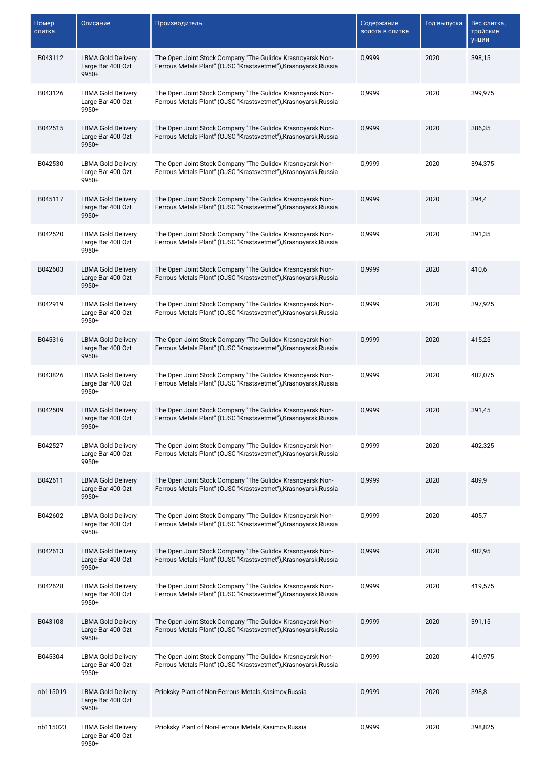| Номер слитка | Описание | Производитель | Содержание золота в слитке | Год выпуска | Вес слитка, тройские унции |
|---|---|---|---|---|---|
| B043112 | LBMA Gold Delivery Large Bar 400 Ozt 9950+ | The Open Joint Stock Company "The Gulidov Krasnoyarsk Non-Ferrous Metals Plant" (OJSC "Krastsvetmet"),Krasnoyarsk,Russia | 0,9999 | 2020 | 398,15 |
| B043126 | LBMA Gold Delivery Large Bar 400 Ozt 9950+ | The Open Joint Stock Company "The Gulidov Krasnoyarsk Non-Ferrous Metals Plant" (OJSC "Krastsvetmet"),Krasnoyarsk,Russia | 0,9999 | 2020 | 399,975 |
| B042515 | LBMA Gold Delivery Large Bar 400 Ozt 9950+ | The Open Joint Stock Company "The Gulidov Krasnoyarsk Non-Ferrous Metals Plant" (OJSC "Krastsvetmet"),Krasnoyarsk,Russia | 0,9999 | 2020 | 386,35 |
| B042530 | LBMA Gold Delivery Large Bar 400 Ozt 9950+ | The Open Joint Stock Company "The Gulidov Krasnoyarsk Non-Ferrous Metals Plant" (OJSC "Krastsvetmet"),Krasnoyarsk,Russia | 0,9999 | 2020 | 394,375 |
| B045117 | LBMA Gold Delivery Large Bar 400 Ozt 9950+ | The Open Joint Stock Company "The Gulidov Krasnoyarsk Non-Ferrous Metals Plant" (OJSC "Krastsvetmet"),Krasnoyarsk,Russia | 0,9999 | 2020 | 394,4 |
| B042520 | LBMA Gold Delivery Large Bar 400 Ozt 9950+ | The Open Joint Stock Company "The Gulidov Krasnoyarsk Non-Ferrous Metals Plant" (OJSC "Krastsvetmet"),Krasnoyarsk,Russia | 0,9999 | 2020 | 391,35 |
| B042603 | LBMA Gold Delivery Large Bar 400 Ozt 9950+ | The Open Joint Stock Company "The Gulidov Krasnoyarsk Non-Ferrous Metals Plant" (OJSC "Krastsvetmet"),Krasnoyarsk,Russia | 0,9999 | 2020 | 410,6 |
| B042919 | LBMA Gold Delivery Large Bar 400 Ozt 9950+ | The Open Joint Stock Company "The Gulidov Krasnoyarsk Non-Ferrous Metals Plant" (OJSC "Krastsvetmet"),Krasnoyarsk,Russia | 0,9999 | 2020 | 397,925 |
| B045316 | LBMA Gold Delivery Large Bar 400 Ozt 9950+ | The Open Joint Stock Company "The Gulidov Krasnoyarsk Non-Ferrous Metals Plant" (OJSC "Krastsvetmet"),Krasnoyarsk,Russia | 0,9999 | 2020 | 415,25 |
| B043826 | LBMA Gold Delivery Large Bar 400 Ozt 9950+ | The Open Joint Stock Company "The Gulidov Krasnoyarsk Non-Ferrous Metals Plant" (OJSC "Krastsvetmet"),Krasnoyarsk,Russia | 0,9999 | 2020 | 402,075 |
| B042509 | LBMA Gold Delivery Large Bar 400 Ozt 9950+ | The Open Joint Stock Company "The Gulidov Krasnoyarsk Non-Ferrous Metals Plant" (OJSC "Krastsvetmet"),Krasnoyarsk,Russia | 0,9999 | 2020 | 391,45 |
| B042527 | LBMA Gold Delivery Large Bar 400 Ozt 9950+ | The Open Joint Stock Company "The Gulidov Krasnoyarsk Non-Ferrous Metals Plant" (OJSC "Krastsvetmet"),Krasnoyarsk,Russia | 0,9999 | 2020 | 402,325 |
| B042611 | LBMA Gold Delivery Large Bar 400 Ozt 9950+ | The Open Joint Stock Company "The Gulidov Krasnoyarsk Non-Ferrous Metals Plant" (OJSC "Krastsvetmet"),Krasnoyarsk,Russia | 0,9999 | 2020 | 409,9 |
| B042602 | LBMA Gold Delivery Large Bar 400 Ozt 9950+ | The Open Joint Stock Company "The Gulidov Krasnoyarsk Non-Ferrous Metals Plant" (OJSC "Krastsvetmet"),Krasnoyarsk,Russia | 0,9999 | 2020 | 405,7 |
| B042613 | LBMA Gold Delivery Large Bar 400 Ozt 9950+ | The Open Joint Stock Company "The Gulidov Krasnoyarsk Non-Ferrous Metals Plant" (OJSC "Krastsvetmet"),Krasnoyarsk,Russia | 0,9999 | 2020 | 402,95 |
| B042628 | LBMA Gold Delivery Large Bar 400 Ozt 9950+ | The Open Joint Stock Company "The Gulidov Krasnoyarsk Non-Ferrous Metals Plant" (OJSC "Krastsvetmet"),Krasnoyarsk,Russia | 0,9999 | 2020 | 419,575 |
| B043108 | LBMA Gold Delivery Large Bar 400 Ozt 9950+ | The Open Joint Stock Company "The Gulidov Krasnoyarsk Non-Ferrous Metals Plant" (OJSC "Krastsvetmet"),Krasnoyarsk,Russia | 0,9999 | 2020 | 391,15 |
| B045304 | LBMA Gold Delivery Large Bar 400 Ozt 9950+ | The Open Joint Stock Company "The Gulidov Krasnoyarsk Non-Ferrous Metals Plant" (OJSC "Krastsvetmet"),Krasnoyarsk,Russia | 0,9999 | 2020 | 410,975 |
| nb115019 | LBMA Gold Delivery Large Bar 400 Ozt 9950+ | Prioksky Plant of Non-Ferrous Metals,Kasimov,Russia | 0,9999 | 2020 | 398,8 |
| nb115023 | LBMA Gold Delivery Large Bar 400 Ozt 9950+ | Prioksky Plant of Non-Ferrous Metals,Kasimov,Russia | 0,9999 | 2020 | 398,825 |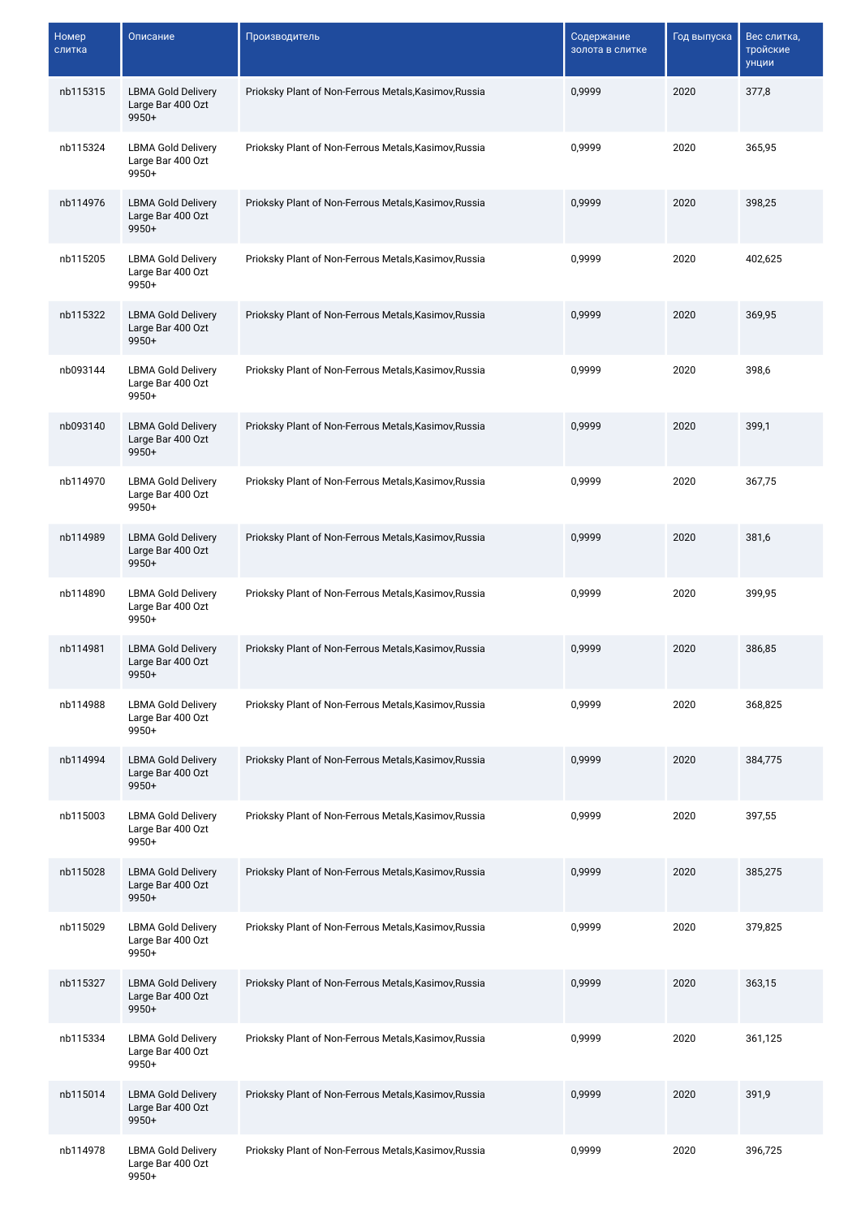| Номер слитка | Описание | Производитель | Содержание золота в слитке | Год выпуска | Вес слитка, тройские унции |
|---|---|---|---|---|---|
| nb115315 | LBMA Gold Delivery Large Bar 400 Ozt 9950+ | Prioksky Plant of Non-Ferrous Metals,Kasimov,Russia | 0,9999 | 2020 | 377,8 |
| nb115324 | LBMA Gold Delivery Large Bar 400 Ozt 9950+ | Prioksky Plant of Non-Ferrous Metals,Kasimov,Russia | 0,9999 | 2020 | 365,95 |
| nb114976 | LBMA Gold Delivery Large Bar 400 Ozt 9950+ | Prioksky Plant of Non-Ferrous Metals,Kasimov,Russia | 0,9999 | 2020 | 398,25 |
| nb115205 | LBMA Gold Delivery Large Bar 400 Ozt 9950+ | Prioksky Plant of Non-Ferrous Metals,Kasimov,Russia | 0,9999 | 2020 | 402,625 |
| nb115322 | LBMA Gold Delivery Large Bar 400 Ozt 9950+ | Prioksky Plant of Non-Ferrous Metals,Kasimov,Russia | 0,9999 | 2020 | 369,95 |
| nb093144 | LBMA Gold Delivery Large Bar 400 Ozt 9950+ | Prioksky Plant of Non-Ferrous Metals,Kasimov,Russia | 0,9999 | 2020 | 398,6 |
| nb093140 | LBMA Gold Delivery Large Bar 400 Ozt 9950+ | Prioksky Plant of Non-Ferrous Metals,Kasimov,Russia | 0,9999 | 2020 | 399,1 |
| nb114970 | LBMA Gold Delivery Large Bar 400 Ozt 9950+ | Prioksky Plant of Non-Ferrous Metals,Kasimov,Russia | 0,9999 | 2020 | 367,75 |
| nb114989 | LBMA Gold Delivery Large Bar 400 Ozt 9950+ | Prioksky Plant of Non-Ferrous Metals,Kasimov,Russia | 0,9999 | 2020 | 381,6 |
| nb114890 | LBMA Gold Delivery Large Bar 400 Ozt 9950+ | Prioksky Plant of Non-Ferrous Metals,Kasimov,Russia | 0,9999 | 2020 | 399,95 |
| nb114981 | LBMA Gold Delivery Large Bar 400 Ozt 9950+ | Prioksky Plant of Non-Ferrous Metals,Kasimov,Russia | 0,9999 | 2020 | 386,85 |
| nb114988 | LBMA Gold Delivery Large Bar 400 Ozt 9950+ | Prioksky Plant of Non-Ferrous Metals,Kasimov,Russia | 0,9999 | 2020 | 368,825 |
| nb114994 | LBMA Gold Delivery Large Bar 400 Ozt 9950+ | Prioksky Plant of Non-Ferrous Metals,Kasimov,Russia | 0,9999 | 2020 | 384,775 |
| nb115003 | LBMA Gold Delivery Large Bar 400 Ozt 9950+ | Prioksky Plant of Non-Ferrous Metals,Kasimov,Russia | 0,9999 | 2020 | 397,55 |
| nb115028 | LBMA Gold Delivery Large Bar 400 Ozt 9950+ | Prioksky Plant of Non-Ferrous Metals,Kasimov,Russia | 0,9999 | 2020 | 385,275 |
| nb115029 | LBMA Gold Delivery Large Bar 400 Ozt 9950+ | Prioksky Plant of Non-Ferrous Metals,Kasimov,Russia | 0,9999 | 2020 | 379,825 |
| nb115327 | LBMA Gold Delivery Large Bar 400 Ozt 9950+ | Prioksky Plant of Non-Ferrous Metals,Kasimov,Russia | 0,9999 | 2020 | 363,15 |
| nb115334 | LBMA Gold Delivery Large Bar 400 Ozt 9950+ | Prioksky Plant of Non-Ferrous Metals,Kasimov,Russia | 0,9999 | 2020 | 361,125 |
| nb115014 | LBMA Gold Delivery Large Bar 400 Ozt 9950+ | Prioksky Plant of Non-Ferrous Metals,Kasimov,Russia | 0,9999 | 2020 | 391,9 |
| nb114978 | LBMA Gold Delivery Large Bar 400 Ozt 9950+ | Prioksky Plant of Non-Ferrous Metals,Kasimov,Russia | 0,9999 | 2020 | 396,725 |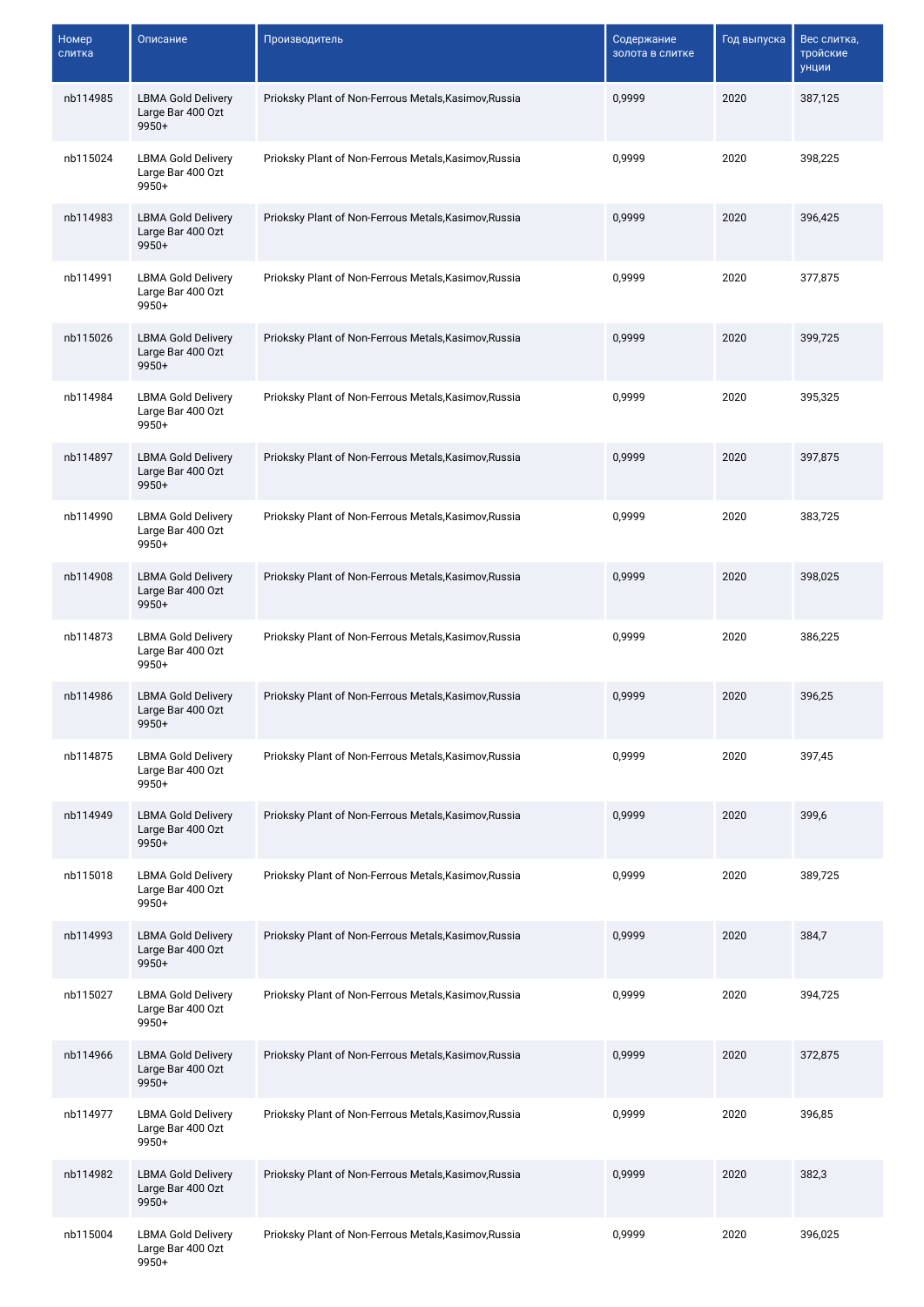| Номер слитка | Описание | Производитель | Содержание золота в слитке | Год выпуска | Вес слитка, тройские унции |
|---|---|---|---|---|---|
| nb114985 | LBMA Gold Delivery Large Bar 400 Ozt 9950+ | Prioksky Plant of Non-Ferrous Metals,Kasimov,Russia | 0,9999 | 2020 | 387,125 |
| nb115024 | LBMA Gold Delivery Large Bar 400 Ozt 9950+ | Prioksky Plant of Non-Ferrous Metals,Kasimov,Russia | 0,9999 | 2020 | 398,225 |
| nb114983 | LBMA Gold Delivery Large Bar 400 Ozt 9950+ | Prioksky Plant of Non-Ferrous Metals,Kasimov,Russia | 0,9999 | 2020 | 396,425 |
| nb114991 | LBMA Gold Delivery Large Bar 400 Ozt 9950+ | Prioksky Plant of Non-Ferrous Metals,Kasimov,Russia | 0,9999 | 2020 | 377,875 |
| nb115026 | LBMA Gold Delivery Large Bar 400 Ozt 9950+ | Prioksky Plant of Non-Ferrous Metals,Kasimov,Russia | 0,9999 | 2020 | 399,725 |
| nb114984 | LBMA Gold Delivery Large Bar 400 Ozt 9950+ | Prioksky Plant of Non-Ferrous Metals,Kasimov,Russia | 0,9999 | 2020 | 395,325 |
| nb114897 | LBMA Gold Delivery Large Bar 400 Ozt 9950+ | Prioksky Plant of Non-Ferrous Metals,Kasimov,Russia | 0,9999 | 2020 | 397,875 |
| nb114990 | LBMA Gold Delivery Large Bar 400 Ozt 9950+ | Prioksky Plant of Non-Ferrous Metals,Kasimov,Russia | 0,9999 | 2020 | 383,725 |
| nb114908 | LBMA Gold Delivery Large Bar 400 Ozt 9950+ | Prioksky Plant of Non-Ferrous Metals,Kasimov,Russia | 0,9999 | 2020 | 398,025 |
| nb114873 | LBMA Gold Delivery Large Bar 400 Ozt 9950+ | Prioksky Plant of Non-Ferrous Metals,Kasimov,Russia | 0,9999 | 2020 | 386,225 |
| nb114986 | LBMA Gold Delivery Large Bar 400 Ozt 9950+ | Prioksky Plant of Non-Ferrous Metals,Kasimov,Russia | 0,9999 | 2020 | 396,25 |
| nb114875 | LBMA Gold Delivery Large Bar 400 Ozt 9950+ | Prioksky Plant of Non-Ferrous Metals,Kasimov,Russia | 0,9999 | 2020 | 397,45 |
| nb114949 | LBMA Gold Delivery Large Bar 400 Ozt 9950+ | Prioksky Plant of Non-Ferrous Metals,Kasimov,Russia | 0,9999 | 2020 | 399,6 |
| nb115018 | LBMA Gold Delivery Large Bar 400 Ozt 9950+ | Prioksky Plant of Non-Ferrous Metals,Kasimov,Russia | 0,9999 | 2020 | 389,725 |
| nb114993 | LBMA Gold Delivery Large Bar 400 Ozt 9950+ | Prioksky Plant of Non-Ferrous Metals,Kasimov,Russia | 0,9999 | 2020 | 384,7 |
| nb115027 | LBMA Gold Delivery Large Bar 400 Ozt 9950+ | Prioksky Plant of Non-Ferrous Metals,Kasimov,Russia | 0,9999 | 2020 | 394,725 |
| nb114966 | LBMA Gold Delivery Large Bar 400 Ozt 9950+ | Prioksky Plant of Non-Ferrous Metals,Kasimov,Russia | 0,9999 | 2020 | 372,875 |
| nb114977 | LBMA Gold Delivery Large Bar 400 Ozt 9950+ | Prioksky Plant of Non-Ferrous Metals,Kasimov,Russia | 0,9999 | 2020 | 396,85 |
| nb114982 | LBMA Gold Delivery Large Bar 400 Ozt 9950+ | Prioksky Plant of Non-Ferrous Metals,Kasimov,Russia | 0,9999 | 2020 | 382,3 |
| nb115004 | LBMA Gold Delivery Large Bar 400 Ozt 9950+ | Prioksky Plant of Non-Ferrous Metals,Kasimov,Russia | 0,9999 | 2020 | 396,025 |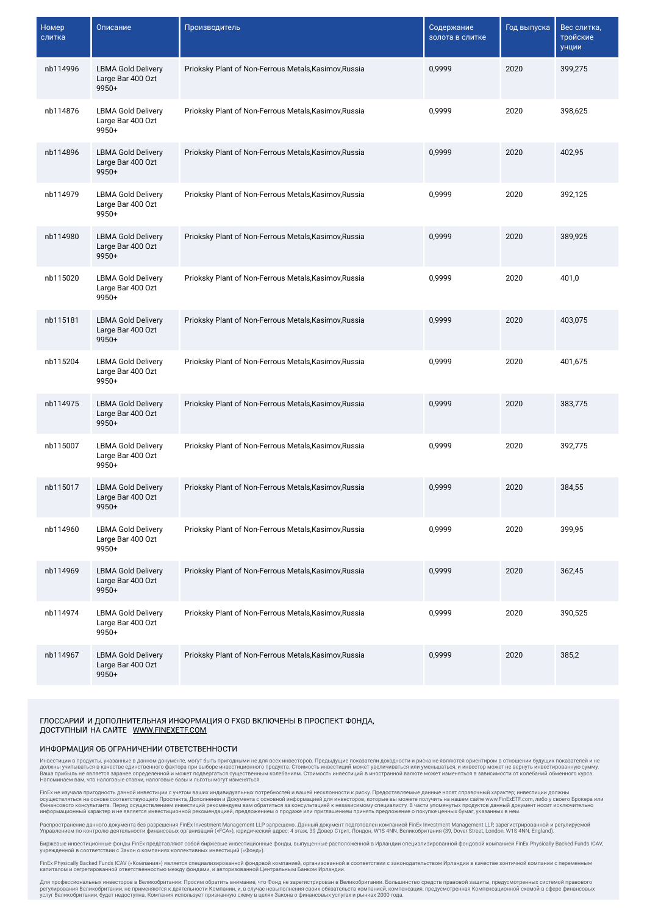| Номер слитка | Описание | Производитель | Содержание золота в слитке | Год выпуска | Вес слитка, тройские унции |
|---|---|---|---|---|---|
| nb114996 | LBMA Gold Delivery Large Bar 400 Ozt 9950+ | Prioksky Plant of Non-Ferrous Metals,Kasimov,Russia | 0,9999 | 2020 | 399,275 |
| nb114876 | LBMA Gold Delivery Large Bar 400 Ozt 9950+ | Prioksky Plant of Non-Ferrous Metals,Kasimov,Russia | 0,9999 | 2020 | 398,625 |
| nb114896 | LBMA Gold Delivery Large Bar 400 Ozt 9950+ | Prioksky Plant of Non-Ferrous Metals,Kasimov,Russia | 0,9999 | 2020 | 402,95 |
| nb114979 | LBMA Gold Delivery Large Bar 400 Ozt 9950+ | Prioksky Plant of Non-Ferrous Metals,Kasimov,Russia | 0,9999 | 2020 | 392,125 |
| nb114980 | LBMA Gold Delivery Large Bar 400 Ozt 9950+ | Prioksky Plant of Non-Ferrous Metals,Kasimov,Russia | 0,9999 | 2020 | 389,925 |
| nb115020 | LBMA Gold Delivery Large Bar 400 Ozt 9950+ | Prioksky Plant of Non-Ferrous Metals,Kasimov,Russia | 0,9999 | 2020 | 401,0 |
| nb115181 | LBMA Gold Delivery Large Bar 400 Ozt 9950+ | Prioksky Plant of Non-Ferrous Metals,Kasimov,Russia | 0,9999 | 2020 | 403,075 |
| nb115204 | LBMA Gold Delivery Large Bar 400 Ozt 9950+ | Prioksky Plant of Non-Ferrous Metals,Kasimov,Russia | 0,9999 | 2020 | 401,675 |
| nb114975 | LBMA Gold Delivery Large Bar 400 Ozt 9950+ | Prioksky Plant of Non-Ferrous Metals,Kasimov,Russia | 0,9999 | 2020 | 383,775 |
| nb115007 | LBMA Gold Delivery Large Bar 400 Ozt 9950+ | Prioksky Plant of Non-Ferrous Metals,Kasimov,Russia | 0,9999 | 2020 | 392,775 |
| nb115017 | LBMA Gold Delivery Large Bar 400 Ozt 9950+ | Prioksky Plant of Non-Ferrous Metals,Kasimov,Russia | 0,9999 | 2020 | 384,55 |
| nb114960 | LBMA Gold Delivery Large Bar 400 Ozt 9950+ | Prioksky Plant of Non-Ferrous Metals,Kasimov,Russia | 0,9999 | 2020 | 399,95 |
| nb114969 | LBMA Gold Delivery Large Bar 400 Ozt 9950+ | Prioksky Plant of Non-Ferrous Metals,Kasimov,Russia | 0,9999 | 2020 | 362,45 |
| nb114974 | LBMA Gold Delivery Large Bar 400 Ozt 9950+ | Prioksky Plant of Non-Ferrous Metals,Kasimov,Russia | 0,9999 | 2020 | 390,525 |
| nb114967 | LBMA Gold Delivery Large Bar 400 Ozt 9950+ | Prioksky Plant of Non-Ferrous Metals,Kasimov,Russia | 0,9999 | 2020 | 385,2 |

## ГЛОССАРИЙ И ДОПОЛНИТЕЛЬНАЯ ИНФОРМАЦИЯ О FXGD ВКЛЮЧЕНЫ В ПРОСПЕКТ ФОНДА, ДОСТУПНЫЙ НА САЙТЕ WWW.FINEXETF.COM

## ИНФОРМАЦИЯ ОБ ОГРАНИЧЕНИИ ОТВЕТСТВЕННОСТИ

Инвестиции в продукты, указанные в данном документе, могут быть пригодными не для всех инвесторов. Предыдущие показатели доходности и риска не являются ориентиром в отношении будущих показателей и не должны учитываться в качестве единственного фактора при выборе инвестиционного продукта. Стоимость инвестиций может увеличиваться или уменьшаться, и инвестор может не вернуть инвестированную сумму. Ваша прибыль не является заранее определенной и может подвергаться существенным колебаниям. Стоимость инвестиций в иностранной валюте может изменяться в зависимости от колебаний обменного курса. Напоминаем вам, что налоговые ставки, налоговые базы и льготы могут изменяться.

FinEx не изучала пригодность данной инвестиции с учетом ваших индивидуальных потребностей и вашей несклонности к риску. Предоставляемые данные носят справочный характер; инвестиции должны осуществляться на основе соответствующего Проспекта, Дополнения и Документа с основной информацией для инвесторов, которые вы можете получить на нашем сайте www.FinExETF.com, либо у своего Брокера или Финансового консультанта. Перед осуществлением инвестиций рекомендуем вам обратиться за консультацией к независимому специалисту. В части упомянутых продуктов данный документ носит исключительно информационный характер и не является инвестиционной рекомендацией, предложением о продаже или приглашением принять предложение о покупке ценных бумаг, указанных в нем.

Распространение данного документа без разрешения FinEx Investment Management LLP запрещено. Данный документ подготовлен компанией FinEx Investment Management LLP, зарегистрированной и регулируемой Управлением по контролю деятельности финансовых организаций («FCA»), юридический адрес: 4 этаж, 39 Довер Стрит, Лондон, W1S 4NN, Великобритания (39, Dover Street, London, W1S 4NN, England).

Биржевые инвестиционные фонды FinEx представляют собой биржевые инвестиционные фонды, выпущенные расположенной в Ирландии специализированной фондовой компанией FinEx Physically Backed Funds ICAV, учрежденной в соответствии с Закон о компаниях коллективных инвестиций («Фонд»).

FinEx Physically Backed Funds ICAV («Компания») является специализированной фондовой компанией, организованной в соответствии с законодательством Ирландии в качестве зонтичной компании с переменным капиталом и сегрегированной ответственностью между фондами, и авторизованной Центральным Банком Ирландии.

Для профессиональных инвесторов в Великобритании: Просим обратить внимание, что Фонд не зарегистрирован в Великобритании. Большинство средств правовой защиты, предусмотренных системой правового регулирования Великобритании, не применяются к деятельности Компании, и, в случае невыполнения своих обязательств компанией, компенсация, предусмотренная Компенсационной схемой в сфере финансовых услуг Великобритании, будет недоступна. Компания использует признанную схему в целях Закона о финансовых услугах и рынках 2000 года.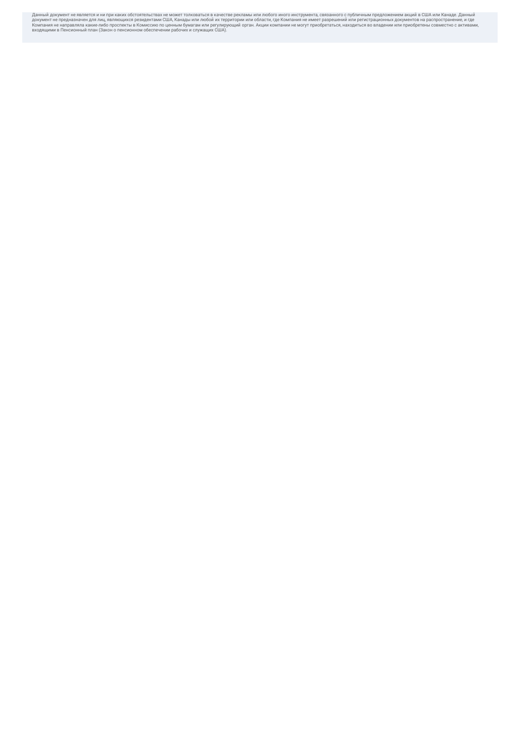Данный документ не является и ни при каких обстоятельствах не может толковаться в качестве рекламы или любого иного инструмента, связанного с публичным предложением акций в США или Канаде. Данный документ не предназначен для лиц, являющихся резидентами США, Канады или любой их территории или области, где Компания не имеет разрешений или регистрационных документов на распространение, и где Компания не направляла какие-либо проспекты в Комиссию по ценным бумагам или регулирующий орган. Акции компании не могут приобретаться, находиться во владении или приобретены совместно с активами, входящими в Пенсионный план (Закон о пенсионном обеспечении рабочих и служащих США).